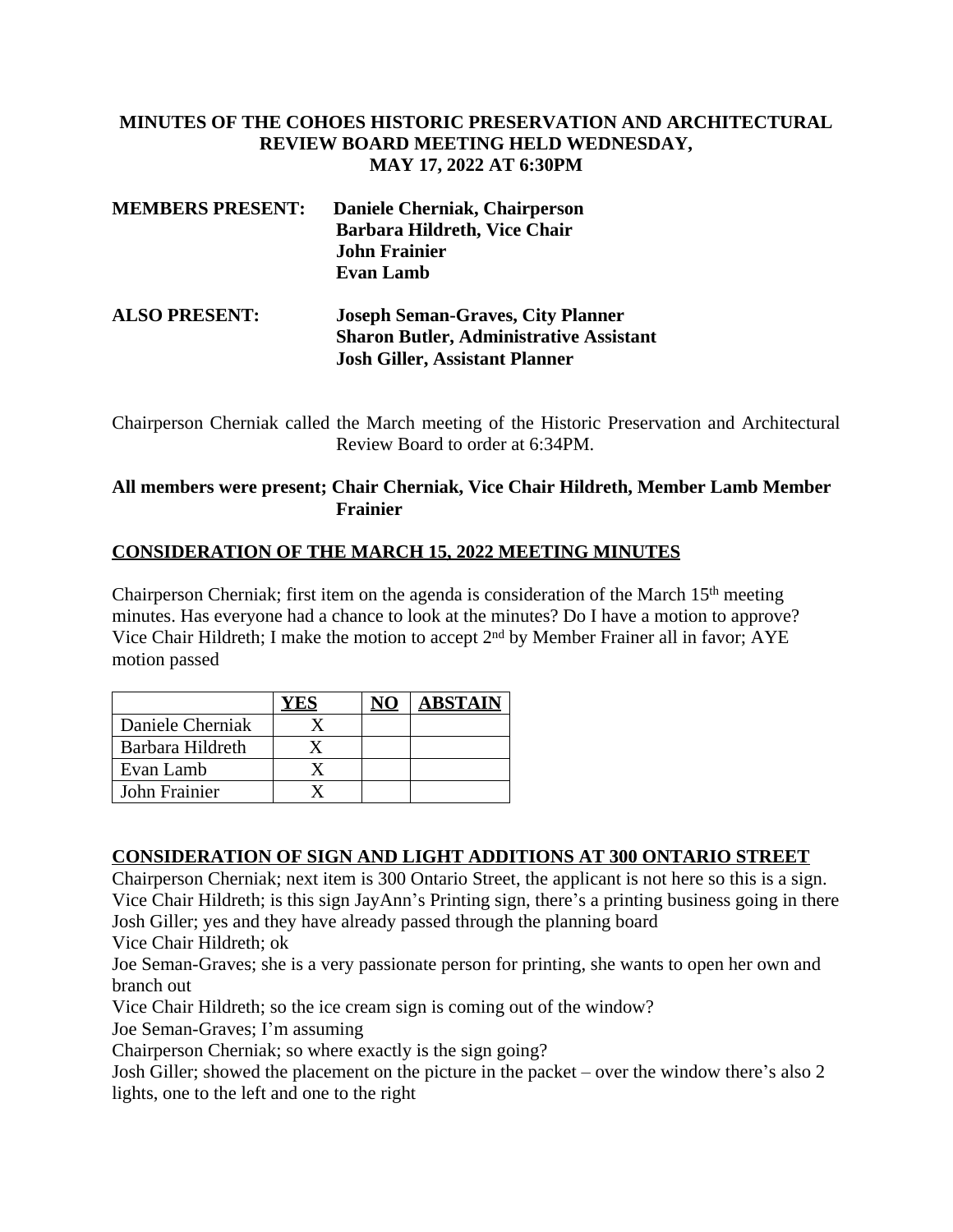# MINUTES OF THE COHOES HISTORIC PRESERVATION AND ARCHITECTURAL REVIEW BOARD MEETING HELD WEDNESDAY, MAY 17, 2022 AT 6:30PM

**MEMBERS PRESENT:** **Daniele Cherniak, Chairperson**
**Barbara Hildreth, Vice Chair**
**John Frainier**
**Evan Lamb**

**ALSO PRESENT:** **Joseph Seman-Graves, City Planner**
**Sharon Butler, Administrative Assistant**
**Josh Giller, Assistant Planner**

Chairperson Cherniak called the March meeting of the Historic Preservation and Architectural Review Board to order at 6:34PM.

**All members were present; Chair Cherniak, Vice Chair Hildreth, Member Lamb Member Frainier**

## CONSIDERATION OF THE MARCH 15, 2022 MEETING MINUTES

Chairperson Cherniak; first item on the agenda is consideration of the March 15th meeting minutes. Has everyone had a chance to look at the minutes? Do I have a motion to approve? Vice Chair Hildreth; I make the motion to accept 2nd by Member Frainer all in favor; AYE motion passed

| | YES | NO | ABSTAIN |
|---|---|---|---|
| Daniele Cherniak | X | | |
| Barbara Hildreth | X | | |
| Evan Lamb | X | | |
| John Frainier | X | | |

## CONSIDERATION OF SIGN AND LIGHT ADDITIONS AT 300 ONTARIO STREET

Chairperson Cherniak; next item is 300 Ontario Street, the applicant is not here so this is a sign.
Vice Chair Hildreth; is this sign JayAnn's Printing sign, there's a printing business going in there
Josh Giller; yes and they have already passed through the planning board
Vice Chair Hildreth; ok
Joe Seman-Graves; she is a very passionate person for printing, she wants to open her own and branch out
Vice Chair Hildreth; so the ice cream sign is coming out of the window?
Joe Seman-Graves; I'm assuming
Chairperson Cherniak; so where exactly is the sign going?
Josh Giller; showed the placement on the picture in the packet – over the window there's also 2 lights, one to the left and one to the right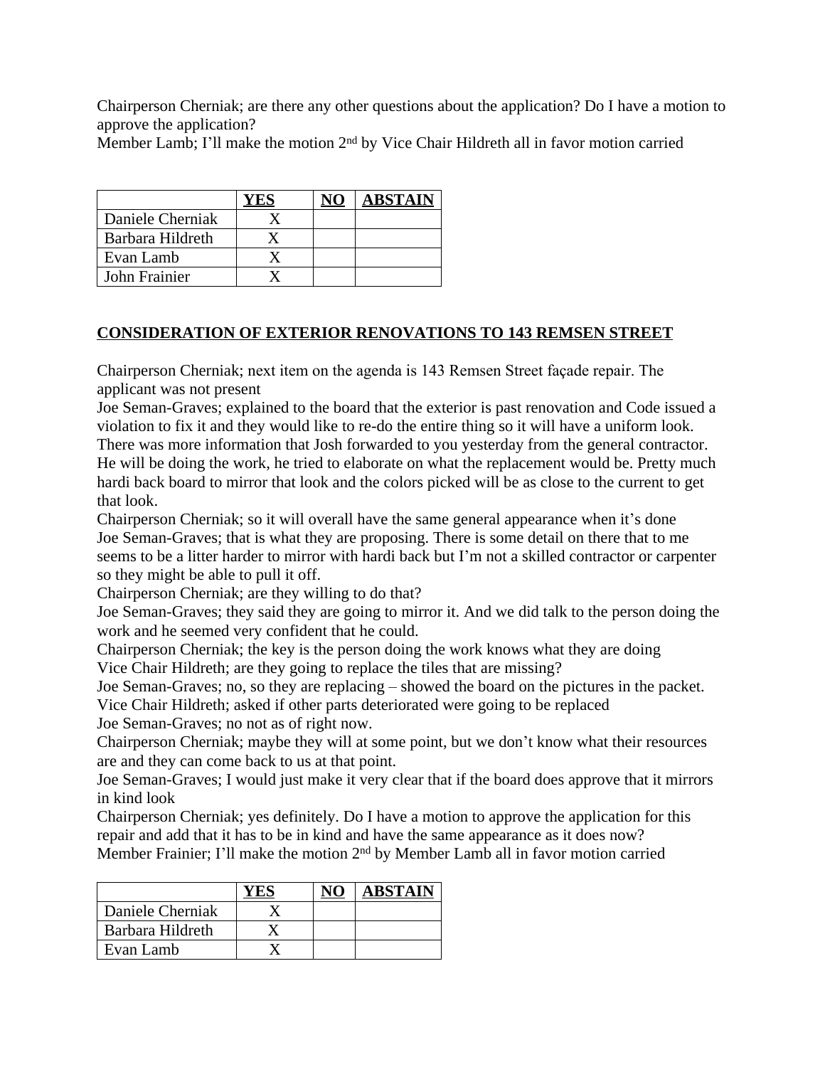Chairperson Cherniak; are there any other questions about the application? Do I have a motion to approve the application?
Member Lamb; I'll make the motion 2nd by Vice Chair Hildreth all in favor motion carried

| | **YES** | **NO** | **ABSTAIN** |
|---|---|---|---|
| Daniele Cherniak | X | | |
| Barbara Hildreth | X | | |
| Evan Lamb | X | | |
| John Frainier | X | | |

**CONSIDERATION OF EXTERIOR RENOVATIONS TO 143 REMSEN STREET**

Chairperson Cherniak; next item on the agenda is 143 Remsen Street façade repair. The applicant was not present
Joe Seman-Graves; explained to the board that the exterior is past renovation and Code issued a violation to fix it and they would like to re-do the entire thing so it will have a uniform look. There was more information that Josh forwarded to you yesterday from the general contractor. He will be doing the work, he tried to elaborate on what the replacement would be. Pretty much hardi back board to mirror that look and the colors picked will be as close to the current to get that look.
Chairperson Cherniak; so it will overall have the same general appearance when it's done
Joe Seman-Graves; that is what they are proposing. There is some detail on there that to me seems to be a litter harder to mirror with hardi back but I'm not a skilled contractor or carpenter so they might be able to pull it off.
Chairperson Cherniak; are they willing to do that?
Joe Seman-Graves; they said they are going to mirror it. And we did talk to the person doing the work and he seemed very confident that he could.
Chairperson Cherniak; the key is the person doing the work knows what they are doing
Vice Chair Hildreth; are they going to replace the tiles that are missing?
Joe Seman-Graves; no, so they are replacing – showed the board on the pictures in the packet.
Vice Chair Hildreth; asked if other parts deteriorated were going to be replaced
Joe Seman-Graves; no not as of right now.
Chairperson Cherniak; maybe they will at some point, but we don't know what their resources are and they can come back to us at that point.
Joe Seman-Graves; I would just make it very clear that if the board does approve that it mirrors in kind look
Chairperson Cherniak; yes definitely. Do I have a motion to approve the application for this repair and add that it has to be in kind and have the same appearance as it does now?
Member Frainier; I'll make the motion 2nd by Member Lamb all in favor motion carried

| | **YES** | **NO** | **ABSTAIN** |
|---|---|---|---|
| Daniele Cherniak | X | | |
| Barbara Hildreth | X | | |
| Evan Lamb | X | | |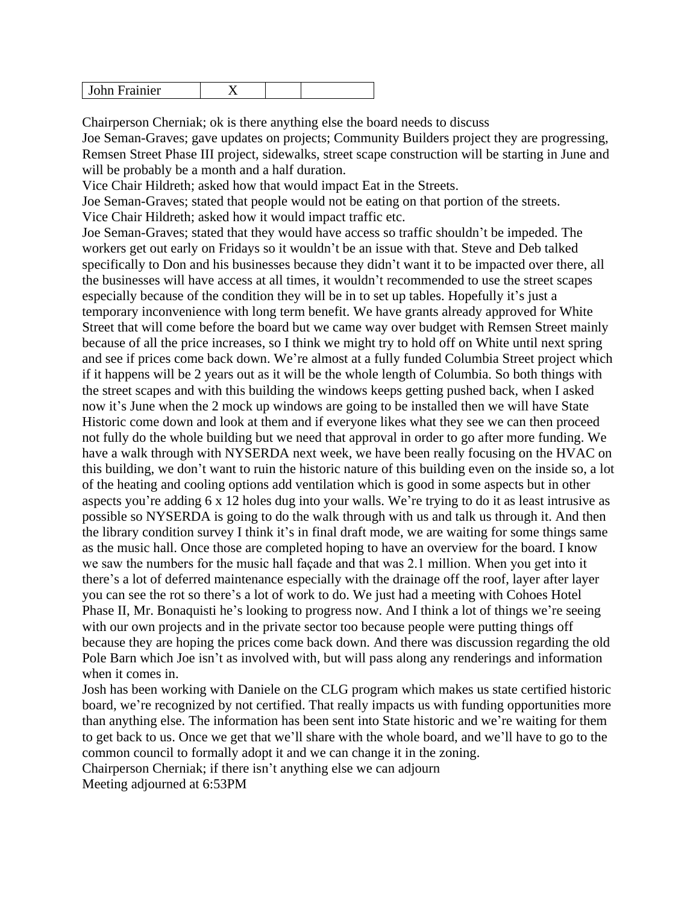| | | | |
|---|---|---|---|
| John Frainier | X | | |

Chairperson Cherniak; ok is there anything else the board needs to discuss

Joe Seman-Graves; gave updates on projects; Community Builders project they are progressing, Remsen Street Phase III project, sidewalks, street scape construction will be starting in June and will be probably be a month and a half duration.

Vice Chair Hildreth; asked how that would impact Eat in the Streets.

Joe Seman-Graves; stated that people would not be eating on that portion of the streets.

Vice Chair Hildreth; asked how it would impact traffic etc.

Joe Seman-Graves; stated that they would have access so traffic shouldn't be impeded. The workers get out early on Fridays so it wouldn't be an issue with that. Steve and Deb talked specifically to Don and his businesses because they didn't want it to be impacted over there, all the businesses will have access at all times, it wouldn't recommended to use the street scapes especially because of the condition they will be in to set up tables. Hopefully it's just a temporary inconvenience with long term benefit. We have grants already approved for White Street that will come before the board but we came way over budget with Remsen Street mainly because of all the price increases, so I think we might try to hold off on White until next spring and see if prices come back down. We're almost at a fully funded Columbia Street project which if it happens will be 2 years out as it will be the whole length of Columbia. So both things with the street scapes and with this building the windows keeps getting pushed back, when I asked now it's June when the 2 mock up windows are going to be installed then we will have State Historic come down and look at them and if everyone likes what they see we can then proceed not fully do the whole building but we need that approval in order to go after more funding. We have a walk through with NYSERDA next week, we have been really focusing on the HVAC on this building, we don't want to ruin the historic nature of this building even on the inside so, a lot of the heating and cooling options add ventilation which is good in some aspects but in other aspects you're adding 6 x 12 holes dug into your walls. We're trying to do it as least intrusive as possible so NYSERDA is going to do the walk through with us and talk us through it. And then the library condition survey I think it's in final draft mode, we are waiting for some things same as the music hall. Once those are completed hoping to have an overview for the board. I know we saw the numbers for the music hall façade and that was 2.1 million. When you get into it there's a lot of deferred maintenance especially with the drainage off the roof, layer after layer you can see the rot so there's a lot of work to do. We just had a meeting with Cohoes Hotel Phase II, Mr. Bonaquisti he's looking to progress now. And I think a lot of things we're seeing with our own projects and in the private sector too because people were putting things off because they are hoping the prices come back down. And there was discussion regarding the old Pole Barn which Joe isn't as involved with, but will pass along any renderings and information when it comes in.

Josh has been working with Daniele on the CLG program which makes us state certified historic board, we're recognized by not certified. That really impacts us with funding opportunities more than anything else. The information has been sent into State historic and we're waiting for them to get back to us. Once we get that we'll share with the whole board, and we'll have to go to the common council to formally adopt it and we can change it in the zoning.

Chairperson Cherniak; if there isn't anything else we can adjourn

Meeting adjourned at 6:53PM